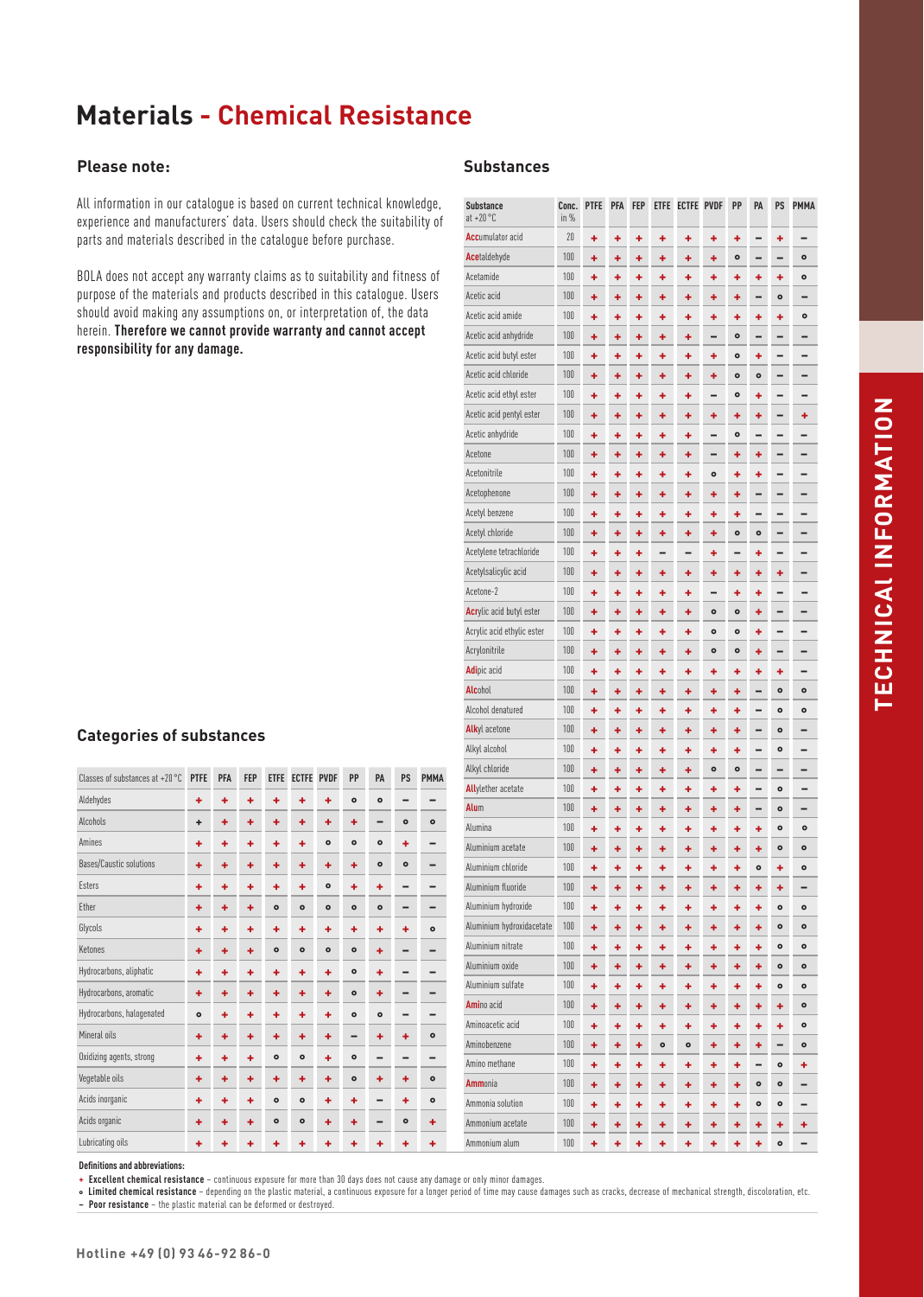# Materials - Chemical Resistance

## Please note:

All information in our catalogue is based on current technical knowledge, experience and manufacturers' data. Users should check the suitability of parts and materials described in the catalogue before purchase.

BOLA does not accept any warranty claims as to suitability and fitness of purpose of the materials and products described in this catalogue. Users should avoid making any assumptions on, or interpretation of, the data herein. **Therefore we cannot provide warranty and cannot accept responsibility for any damage.**

## Categories of substances

| Classes of substances at +20 °C | PTFE | PFA | FEP | ETFE | ECTFE | PVDF | PP | PA | PS | PMMA |
|---|---|---|---|---|---|---|---|---|---|---|
| Aldehydes | + | + | + | + | + | + | o | o | – | – |
| Alcohols | + | + | + | + | + | + | + | – | o | o |
| Amines | + | + | + | + | + | o | o | o | + | – |
| Bases/Caustic solutions | + | + | + | + | + | + | + | o | o | – |
| Esters | + | + | + | + | + | o | + | + | – | – |
| Ether | + | + | + | o | o | o | o | o | – | – |
| Glycols | + | + | + | + | + | + | + | + | + | o |
| Ketones | + | + | + | o | o | o | o | + | – | – |
| Hydrocarbons, aliphatic | + | + | + | + | + | + | o | + | – | – |
| Hydrocarbons, aromatic | + | + | + | + | + | + | o | + | – | – |
| Hydrocarbons, halogenated | o | + | + | + | + | + | o | o | – | – |
| Mineral oils | + | + | + | + | + | + | – | + | + | o |
| Oxidizing agents, strong | + | + | + | o | o | + | o | – | – | – |
| Vegetable oils | + | + | + | + | + | + | o | + | + | o |
| Acids inorganic | + | + | + | o | o | + | + | – | + | o |
| Acids organic | + | + | + | o | o | + | + | – | o | + |
| Lubricating oils | + | + | + | + | + | + | + | + | + | + |

## Substances

| Substance at +20 °C | Conc. in % | PTFE | PFA | FEP | ETFE | ECTFE | PVDF | PP | PA | PS | PMMA |
|---|---|---|---|---|---|---|---|---|---|---|---|
| **Acc**umulator acid | 20 | + | + | + | + | + | + | + | – | + | – |
| **Ace**taldehyde | 100 | + | + | + | + | + | + | o | – | – | o |
| Acetamide | 100 | + | + | + | + | + | + | + | + | + | o |
| Acetic acid | 100 | + | + | + | + | + | + | + | – | o | – |
| Acetic acid amide | 100 | + | + | + | + | + | + | + | + | + | o |
| Acetic acid anhydride | 100 | + | + | + | + | + | – | o | – | – | – |
| Acetic acid butyl ester | 100 | + | + | + | + | + | + | o | + | – | – |
| Acetic acid chloride | 100 | + | + | + | + | + | + | o | o | – | – |
| Acetic acid ethyl ester | 100 | + | + | + | + | + | – | o | + | – | – |
| Acetic acid pentyl ester | 100 | + | + | + | + | + | + | + | + | – | + |
| Acetic anhydride | 100 | + | + | + | + | + | – | o | – | – | – |
| Acetone | 100 | + | + | + | + | + | – | + | + | – | – |
| Acetonitrile | 100 | + | + | + | + | + | o | + | + | – | – |
| Acetophenone | 100 | + | + | + | + | + | + | + | – | – | – |
| Acetyl benzene | 100 | + | + | + | + | + | + | + | – | – | – |
| Acetyl chloride | 100 | + | + | + | + | + | + | o | o | – | – |
| Acetylene tetrachloride | 100 | + | + | + | – | – | + | – | + | – | – |
| Acetylsalicylic acid | 100 | + | + | + | + | + | + | + | + | + | – |
| Acetone-2 | 100 | + | + | + | + | + | – | + | + | – | – |
| **Acr**ylic acid butyl ester | 100 | + | + | + | + | + | o | o | + | – | – |
| Acrylic acid ethylic ester | 100 | + | + | + | + | + | o | o | + | – | – |
| Acrylonitrile | 100 | + | + | + | + | + | o | o | + | – | – |
| **Adi**pic acid | 100 | + | + | + | + | + | + | + | + | + | – |
| **Alc**ohol | 100 | + | + | + | + | + | + | + | – | o | o |
| Alcohol denatured | 100 | + | + | + | + | + | + | + | – | o | o |
| **Alk**yl acetone | 100 | + | + | + | + | + | + | + | – | o | – |
| Alkyl alcohol | 100 | + | + | + | + | + | + | + | – | o | – |
| Alkyl chloride | 100 | + | + | + | + | + | o | o | – | – | – |
| **All**ylether acetate | 100 | + | + | + | + | + | + | + | – | o | – |
| **Alu**m | 100 | + | + | + | + | + | + | + | – | o | – |
| Alumina | 100 | + | + | + | + | + | + | + | + | o | o |
| Aluminium acetate | 100 | + | + | + | + | + | + | + | + | o | o |
| Aluminium chloride | 100 | + | + | + | + | + | + | + | o | + | o |
| Aluminium fluoride | 100 | + | + | + | + | + | + | + | + | + | – |
| Aluminium hydroxide | 100 | + | + | + | + | + | + | + | + | o | o |
| Aluminium hydroxidacetate | 100 | + | + | + | + | + | + | + | + | o | o |
| Aluminium nitrate | 100 | + | + | + | + | + | + | + | + | o | o |
| Aluminium oxide | 100 | + | + | + | + | + | + | + | + | o | o |
| Aluminium sulfate | 100 | + | + | + | + | + | + | + | + | o | o |
| **Ami**no acid | 100 | + | + | + | + | + | + | + | + | + | o |
| Aminoacetic acid | 100 | + | + | + | + | + | + | + | + | + | o |
| Aminobenzene | 100 | + | + | + | o | o | + | + | + | – | o |
| Amino methane | 100 | + | + | + | + | + | + | + | – | o | + |
| **Amm**onia | 100 | + | + | + | + | + | + | + | o | o | – |
| Ammonia solution | 100 | + | + | + | + | + | + | + | o | o | – |
| Ammonium acetate | 100 | + | + | + | + | + | + | + | + | + | + |
| Ammonium alum | 100 | + | + | + | + | + | + | + | + | o | – |

**Definitions and abbreviations:**

+ **Excellent chemical resistance** – continuous exposure for more than 30 days does not cause any damage or only minor damages.
o **Limited chemical resistance** – depending on the plastic material, a continuous exposure for a longer period of time may cause damages such as cracks, decrease of mechanical strength, discoloration, etc.
– **Poor resistance** – the plastic material can be deformed or destroyed.

Hotline +49 (0) 93 46-92 86-0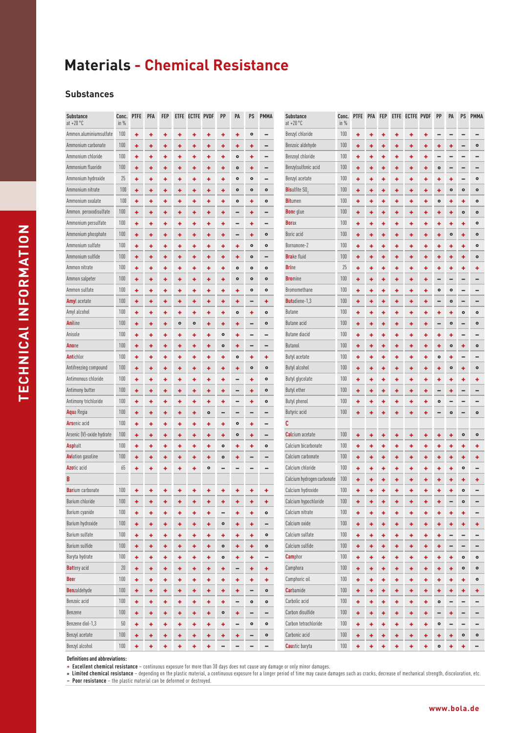# Materials - Chemical Resistance

## Substances

| Substance at +20 °C | Conc. in % | PTFE | PFA | FEP | ETFE | ECTFE | PVDF | PP | PA | PS | PMMA |
|---|---|---|---|---|---|---|---|---|---|---|---|
| Ammon.aluminiumsulfate | 100 | + | + | + | + | + | + | + | + | o | – |
| Ammonium carbonate | 100 | + | + | + | + | + | + | + | + | + | – |
| Ammonium chloride | 100 | + | + | + | + | + | + | + | o | + | – |
| Ammonium fluoride | 100 | + | + | + | + | + | + | + | + | + | – |
| Ammonium hydroxide | 25 | + | + | + | + | + | + | + | o | o | – |
| Ammonium nitrate | 100 | + | + | + | + | + | + | + | o | o | o |
| Ammonium oxalate | 100 | + | + | + | + | + | + | + | o | + | o |
| Ammon. peroxodisulfate | 100 | + | + | + | + | + | + | + | – | + | – |
| Ammonium persulfate | 100 | + | + | + | + | + | + | + | – | + | – |
| Ammonium phosphate | 100 | + | + | + | + | + | + | + | – | + | o |
| Ammonium sulfate | 100 | + | + | + | + | + | + | + | + | o | o |
| Ammonium sulfide | 100 | + | + | + | + | + | + | + | + | o | – |
| Ammon nitrate | 100 | + | + | + | + | + | + | + | o | o | o |
| Ammon salpeter | 100 | + | + | + | + | + | + | + | o | o | o |
| Ammon sulfate | 100 | + | + | + | + | + | + | + | + | o | o |
| **Amyl** acetate | 100 | + | + | + | + | + | + | + | + | – | + |
| Amyl alcohol | 100 | + | + | + | + | + | + | + | o | + | o |
| **Ani**line | 100 | + | + | + | o | o | + | + | + | – | o |
| Anisole | 100 | + | + | + | + | + | + | o | + | – | – |
| **Anone** | 100 | + | + | + | + | + | + | o | + | – | – |
| **Anti**chlor | 100 | + | + | + | + | + | + | + | o | + | + |
| Antifreezing compound | 100 | + | + | + | + | + | + | + | + | o | o |
| Antimonous chloride | 100 | + | + | + | + | + | + | + | – | + | o |
| Antimony butter | 100 | + | + | + | + | + | + | + | – | + | o |
| Antimony trichloride | 100 | + | + | + | + | + | + | + | – | + | o |
| **Aqua** Regia | 100 | + | + | + | + | + | o | – | – | – | – |
| **Ars**enic acid | 100 | + | + | + | + | + | + | + | o | + | – |
| Arsenic (V)-oxide hydrate | 100 | + | + | + | + | + | + | + | o | + | – |
| **Asphalt** | 100 | + | + | + | + | + | + | o | + | + | o |
| **Avi**ation gasoline | 100 | + | + | + | + | + | + | o | + | – | – |
| **Azo**tic acid | 65 | + | + | + | + | + | o | – | – | – | – |
| **B** | | | | | | | | | | | |
| **Bar**ium carbonate | 100 | + | + | + | + | + | + | + | + | + | + |
| Barium chloride | 100 | + | + | + | + | + | + | + | + | + | + |
| Barium cyanide | 100 | + | + | + | + | + | + | – | + | + | o |
| Barium hydroxide | 100 | + | + | + | + | + | + | o | + | + | – |
| Barium sulfate | 100 | + | + | + | + | + | + | + | + | + | o |
| Barium sulfide | 100 | + | + | + | + | + | + | o | + | + | o |
| Baryta hydrate | 100 | + | + | + | + | + | + | o | + | + | – |
| **Batt**ery acid | 20 | + | + | + | + | + | + | + | – | + | + |
| **Beer** | 100 | + | + | + | + | + | + | + | + | + | + |
| **Benz**aldehyde | 100 | + | + | + | + | + | + | + | + | – | o |
| Benzoic acid | 100 | + | + | + | + | + | + | + | – | o | o |
| Benzene | 100 | + | + | + | + | + | + | o | + | – | – |
| Benzene diol-1,3 | 50 | + | + | + | + | + | + | + | – | o | o |
| Benzyl acetate | 100 | + | + | + | + | + | + | + | + | – | o |
| Benzyl alcohol | 100 | + | + | + | + | + | + | – | – | – | – |
| Benzyl chloride | 100 | + | + | + | + | + | + | – | – | – | – |
| Benzoic aldehyde | 100 | + | + | + | + | + | + | + | + | – | o |
| Benzoyl chloride | 100 | + | + | + | + | + | + | – | – | – | – |
| Benzylsulfonic acid | 100 | + | + | + | + | + | + | o | – | – | – |
| Benzyl acetate | 100 | + | + | + | + | + | + | + | + | – | o |
| **Bis**ulfite $SO_2$ | 100 | + | + | + | + | + | + | + | o | o | o |
| **Bit**umen | 100 | + | + | + | + | + | + | o | + | + | o |
| **Bone** glue | 100 | + | + | + | + | + | + | + | + | o | o |
| **Bor**ax | 100 | + | + | + | + | + | + | + | + | + | o |
| Boric acid | 100 | + | + | + | + | + | + | + | o | + | o |
| Bornanone-2 | 100 | + | + | + | + | + | + | + | + | + | o |
| **Brak**e fluid | 100 | + | + | + | + | + | + | + | + | + | o |
| **Brin**e | 25 | + | + | + | + | + | + | + | + | + | + |
| **Brom**ine | 100 | + | + | + | + | + | + | – | – | – | – |
| Bromomethane | 100 | + | + | + | + | + | + | o | o | – | – |
| **Buta**diene-1,3 | 100 | + | + | + | + | + | + | – | o | – | – |
| Butane | 100 | + | + | + | + | + | + | + | + | o | o |
| Butane acid | 100 | + | + | + | + | + | + | – | o | – | o |
| Butane diacid | 100 | + | + | + | + | + | + | + | + | – | – |
| Butanol | 100 | + | + | + | + | + | + | + | o | + | o |
| Butyl acetate | 100 | + | + | + | + | + | + | o | + | – | – |
| Butyl alcohol | 100 | + | + | + | + | + | + | + | o | + | o |
| Butyl glycolate | 100 | + | + | + | + | + | + | + | + | + | + |
| Butyl ether | 100 | + | + | + | + | + | + | – | + | – | – |
| Butyl phenol | 100 | + | + | + | + | + | + | o | – | – | – |
| Butyric acid | 100 | + | + | + | + | + | + | – | o | – | o |
| **C** | | | | | | | | | | | |
| **Cal**cium acetate | 100 | + | + | + | + | + | + | + | + | o | o |
| Calcium bicarbonate | 100 | + | + | + | + | + | + | + | + | + | + |
| Calcium carbonate | 100 | + | + | + | + | + | + | + | + | + | + |
| Calcium chloride | 100 | + | + | + | + | + | + | + | + | o | – |
| Calcium hydrogen carbonate | 100 | + | + | + | + | + | + | + | + | + | + |
| Calcium hydroxide | 100 | + | + | + | + | + | + | + | + | o | – |
| Calcium hypochloride | 100 | + | + | + | + | + | + | + | – | o | – |
| Calcium nitrate | 100 | + | + | + | + | + | + | + | + | + | – |
| Calcium oxide | 100 | + | + | + | + | + | + | + | + | + | + |
| Calcium sulfate | 100 | + | + | + | + | + | + | + | – | – | – |
| Calcium sulfide | 100 | + | + | + | + | + | + | + | – | – | – |
| **Cam**phor | 100 | + | + | + | + | + | + | + | + | o | o |
| Camphora | 100 | + | + | + | + | + | + | + | + | o | o |
| Camphoric oil | 100 | + | + | + | + | + | + | + | + | + | o |
| **Car**bamide | 100 | + | + | + | + | + | + | + | + | + | + |
| Carbolic acid | 100 | + | + | + | + | + | + | o | – | – | – |
| Carbon disulfide | 100 | + | + | + | + | + | + | – | + | – | – |
| Carbon tetrachloride | 100 | + | + | + | + | + | + | o | – | – | – |
| Carbonic acid | 100 | + | + | + | + | + | + | + | + | o | o |
| **Caus**tic baryta | 100 | + | + | + | + | + | + | o | + | + | – |

**Definitions and abbreviations:**

\+ **Excellent chemical resistance** – continuous exposure for more than 30 days does not cause any damage or only minor damages.
o **Limited chemical resistance** – depending on the plastic material, a continuous exposure for a longer period of time may cause damages such as cracks, decrease of mechanical strength, discoloration, etc.
– **Poor resistance** – the plastic material can be deformed or destroyed.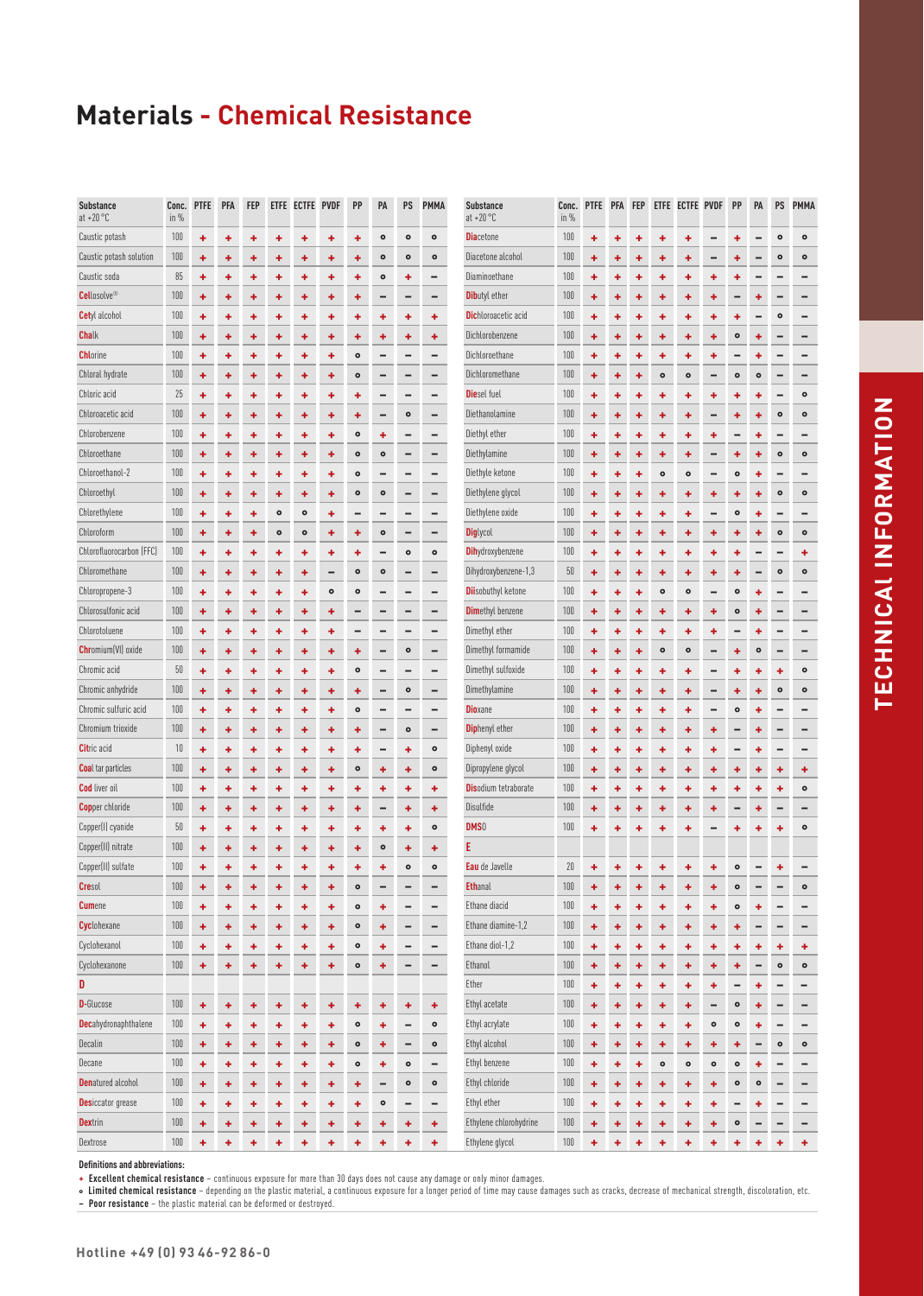# Materials - Chemical Resistance

| Substance at +20 °C | Conc. in % | PTFE | PFA | FEP | ETFE | ECTFE | PVDF | PP | PA | PS | PMMA |
|---|---|---|---|---|---|---|---|---|---|---|---|
| Caustic potash | 100 | + | + | + | + | + | + | + | o | o | o |
| Caustic potash solution | 100 | + | + | + | + | + | + | + | o | o | o |
| Caustic soda | 85 | + | + | + | + | + | + | + | o | + | – |
| Cellosolve® | 100 | + | + | + | + | + | + | + | – | – | – |
| Cetyl alcohol | 100 | + | + | + | + | + | + | + | + | + | + |
| Chalk | 100 | + | + | + | + | + | + | + | + | + | + |
| Chlorine | 100 | + | + | + | + | + | + | o | – | – | – |
| Chloral hydrate | 100 | + | + | + | + | + | + | o | – | – | – |
| Chloric acid | 25 | + | + | + | + | + | + | + | – | – | – |
| Chloroacetic acid | 100 | + | + | + | + | + | + | + | – | o | – |
| Chlorobenzene | 100 | + | + | + | + | + | + | o | + | – | – |
| Chloroethane | 100 | + | + | + | + | + | + | o | o | – | – |
| Chloroethanol-2 | 100 | + | + | + | + | + | + | o | – | – | – |
| Chloroethyl | 100 | + | + | + | + | + | + | o | o | – | – |
| Chlorethylene | 100 | + | + | + | o | o | + | – | – | – | – |
| Chloroform | 100 | + | + | + | o | o | + | + | o | – | – |
| Chlorofluorocarbon (FCC) | 100 | + | + | + | + | + | + | + | – | o | o |
| Chloromethane | 100 | + | + | + | + | + | – | o | o | – | – |
| Chloropropene-3 | 100 | + | + | + | + | + | o | o | – | – | – |
| Chlorosulfonic acid | 100 | + | + | + | + | + | + | – | – | – | – |
| Chlorotoluene | 100 | + | + | + | + | + | + | – | – | – | – |
| Chromium(VI) oxide | 100 | + | + | + | + | + | + | + | – | o | – |
| Chromic acid | 50 | + | + | + | + | + | + | o | – | – | – |
| Chromic anhydride | 100 | + | + | + | + | + | + | + | – | o | – |
| Chromic sulfuric acid | 100 | + | + | + | + | + | + | o | – | – | – |
| Chromium trioxide | 100 | + | + | + | + | + | + | + | – | o | – |
| Citric acid | 10 | + | + | + | + | + | + | + | – | + | o |
| Coal tar particles | 100 | + | + | + | + | + | + | o | + | + | o |
| Cod liver oil | 100 | + | + | + | + | + | + | + | + | + | + |
| Copper chloride | 100 | + | + | + | + | + | + | + | – | + | + |
| Copper(I) cyanide | 50 | + | + | + | + | + | + | + | + | + | o |
| Copper(II) nitrate | 100 | + | + | + | + | + | + | + | o | + | + |
| Copper(II) sulfate | 100 | + | + | + | + | + | + | + | + | o | o |
| Cresol | 100 | + | + | + | + | + | + | o | – | – | – |
| Cumene | 100 | + | + | + | + | + | + | o | + | – | – |
| Cyclohexane | 100 | + | + | + | + | + | + | o | + | – | – |
| Cyclohexanol | 100 | + | + | + | + | + | + | o | + | – | – |
| Cyclohexanone | 100 | + | + | + | + | + | + | o | + | – | – |
| **D** | | | | | | | | | | | |
| D-Glucose | 100 | + | + | + | + | + | + | + | + | + | + |
| Decahydronaphthalene | 100 | + | + | + | + | + | + | o | + | – | o |
| Decalin | 100 | + | + | + | + | + | + | o | + | – | o |
| Decane | 100 | + | + | + | + | + | + | o | + | o | – |
| Denatured alcohol | 100 | + | + | + | + | + | + | + | – | o | o |
| Desiccator grease | 100 | + | + | + | + | + | + | + | o | – | – |
| Dextrin | 100 | + | + | + | + | + | + | + | + | + | + |
| Dextrose | 100 | + | + | + | + | + | + | + | + | + | + |
| Diacetone | 100 | + | + | + | + | + | – | + | – | o | o |
| Diacetone alcohol | 100 | + | + | + | + | + | – | + | – | o | o |
| Diaminoethane | 100 | + | + | + | + | + | + | + | – | – | – |
| Dibutyl ether | 100 | + | + | + | + | + | + | – | + | – | – |
| Dichloroacetic acid | 100 | + | + | + | + | + | + | + | – | o | – |
| Dichlorobenzene | 100 | + | + | + | + | + | + | o | + | – | – |
| Dichloroethane | 100 | + | + | + | + | + | + | – | + | – | – |
| Dichloromethane | 100 | + | + | + | o | o | – | o | o | – | – |
| Diesel fuel | 100 | + | + | + | + | + | + | + | + | – | o |
| Diethanolamine | 100 | + | + | + | + | + | – | + | + | o | o |
| Diethyl ether | 100 | + | + | + | + | + | + | – | + | – | – |
| Diethylamine | 100 | + | + | + | + | + | – | + | + | o | o |
| Diethyle ketone | 100 | + | + | + | o | o | – | o | + | – | – |
| Diethylene glycol | 100 | + | + | + | + | + | + | + | + | o | o |
| Diethylene oxide | 100 | + | + | + | + | + | – | o | + | – | – |
| Diglycol | 100 | + | + | + | + | + | + | + | + | o | o |
| Dihydroxybenzene | 100 | + | + | + | + | + | + | + | – | – | + |
| Dihydroxybenzene-1,3 | 50 | + | + | + | + | + | + | + | – | o | o |
| Diisobuthyl ketone | 100 | + | + | + | o | o | – | o | + | – | – |
| Dimethyl benzene | 100 | + | + | + | + | + | + | o | + | – | – |
| Dimethyl ether | 100 | + | + | + | + | + | + | – | + | – | – |
| Dimethyl formamide | 100 | + | + | + | o | o | – | + | o | – | – |
| Dimethyl sulfoxide | 100 | + | + | + | + | + | – | + | + | + | o |
| Dimethylamine | 100 | + | + | + | + | + | – | + | + | o | o |
| Dioxane | 100 | + | + | + | + | + | – | o | + | – | – |
| Diphenyl ether | 100 | + | + | + | + | + | + | – | + | – | – |
| Diphenyl oxide | 100 | + | + | + | + | + | + | – | + | – | – |
| Dipropylene glycol | 100 | + | + | + | + | + | + | + | + | + | + |
| Disodium tetraborate | 100 | + | + | + | + | + | + | + | + | + | o |
| Disulfide | 100 | + | + | + | + | + | + | – | + | – | – |
| DMSO | 100 | + | + | + | + | + | – | + | + | + | o |
| **E** | | | | | | | | | | | |
| Eau de Javelle | 20 | + | + | + | + | + | + | o | – | + | – |
| Ethanal | 100 | + | + | + | + | + | + | o | – | – | o |
| Ethane diacid | 100 | + | + | + | + | + | + | o | + | – | – |
| Ethane diamine-1,2 | 100 | + | + | + | + | + | + | + | – | – | – |
| Ethane diol-1,2 | 100 | + | + | + | + | + | + | + | + | + | + |
| Ethanol | 100 | + | + | + | + | + | + | + | – | o | o |
| Ether | 100 | + | + | + | + | + | + | – | + | – | – |
| Ethyl acetate | 100 | + | + | + | + | + | – | o | + | – | – |
| Ethyl acrylate | 100 | + | + | + | + | + | o | o | + | – | – |
| Ethyl alcohol | 100 | + | + | + | + | + | + | + | – | o | o |
| Ethyl benzene | 100 | + | + | + | o | o | o | o | + | – | – |
| Ethyl chloride | 100 | + | + | + | + | + | + | o | o | – | – |
| Ethyl ether | 100 | + | + | + | + | + | + | – | + | – | – |
| Ethylene chlorohydrine | 100 | + | + | + | + | + | + | o | – | – | – |
| Ethylene glycol | 100 | + | + | + | + | + | + | + | + | + | + |

**Definitions and abbreviations:**

- **+ Excellent chemical resistance** – continuous exposure for more than 30 days does not cause any damage or only minor damages.
- **o Limited chemical resistance** – depending on the plastic material, a continuous exposure for a longer period of time may cause damages such as cracks, decrease of mechanical strength, discoloration, etc.
- **– Poor resistance** – the plastic material can be deformed or destroyed.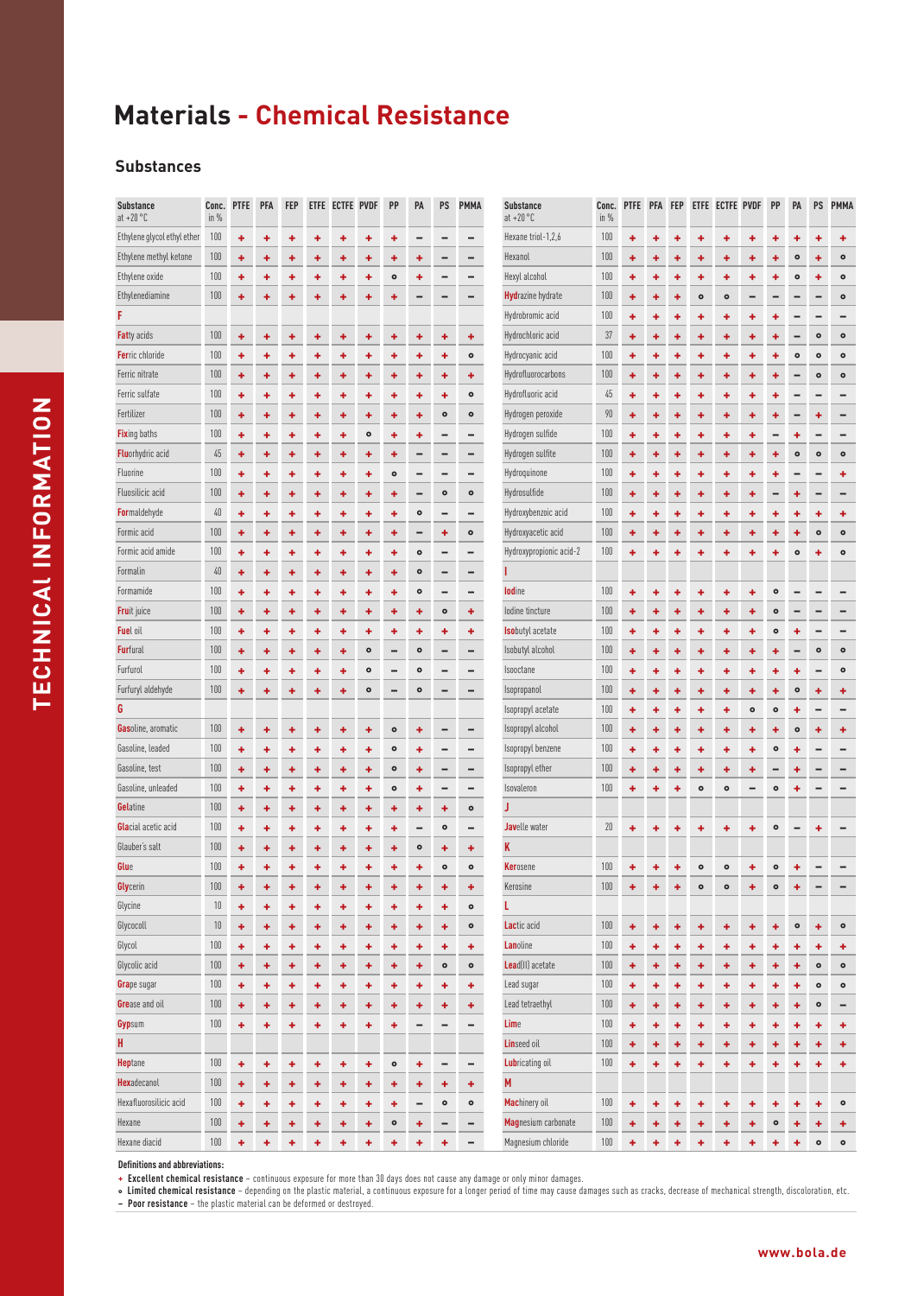# Materials - Chemical Resistance

## Substances

| Substance at +20 °C | Conc. in % | PTFE | PFA | FEP | ETFE | ECTFE | PVDF | PP | PA | PS | PMMA |
|---|---|---|---|---|---|---|---|---|---|---|---|
| Ethylene glycol ethyl ether | 100 | + | + | + | + | + | + | + | – | – | – |
| Ethylene methyl ketone | 100 | + | + | + | + | + | + | + | + | – | – |
| Ethylene oxide | 100 | + | + | + | + | + | + | o | + | – | – |
| Ethylenediamine | 100 | + | + | + | + | + | + | + | – | – | – |
| **F** | | | | | | | | | | | |
| **Fatt**y acids | 100 | + | + | + | + | + | + | + | + | + | + |
| **Ferr**ic chloride | 100 | + | + | + | + | + | + | + | + | + | o |
| Ferric nitrate | 100 | + | + | + | + | + | + | + | + | + | + |
| Ferric sulfate | 100 | + | + | + | + | + | + | + | + | + | o |
| Fertilizer | 100 | + | + | + | + | + | + | + | + | o | o |
| **Fix**ing baths | 100 | + | + | + | + | + | o | + | + | – | – |
| **Fluo**rhydric acid | 45 | + | + | + | + | + | + | + | – | – | – |
| Fluorine | 100 | + | + | + | + | + | + | o | – | – | – |
| Fluosilicic acid | 100 | + | + | + | + | + | + | + | – | o | o |
| **Form**aldehyde | 40 | + | + | + | + | + | + | + | o | – | – |
| Formic acid | 100 | + | + | + | + | + | + | + | – | + | o |
| Formic acid amide | 100 | + | + | + | + | + | + | + | o | – | – |
| Formalin | 40 | + | + | + | + | + | + | + | o | – | – |
| Formamide | 100 | + | + | + | + | + | + | + | o | – | – |
| **Fru**it juice | 100 | + | + | + | + | + | + | + | + | o | + |
| **Fue**l oil | 100 | + | + | + | + | + | + | + | + | + | + |
| **Fur**fural | 100 | + | + | + | + | + | o | – | o | – | – |
| Furfurol | 100 | + | + | + | + | + | o | – | o | – | – |
| Furfuryl aldehyde | 100 | + | + | + | + | + | o | – | o | – | – |
| **G** | | | | | | | | | | | |
| **Gas**oline, aromatic | 100 | + | + | + | + | + | + | o | + | – | – |
| Gasoline, leaded | 100 | + | + | + | + | + | + | o | + | – | – |
| Gasoline, test | 100 | + | + | + | + | + | + | o | + | – | – |
| Gasoline, unleaded | 100 | + | + | + | + | + | + | o | + | – | – |
| **Gel**atine | 100 | + | + | + | + | + | + | + | + | + | o |
| **Gla**cial acetic acid | 100 | + | + | + | + | + | + | + | – | o | – |
| Glauber's salt | 100 | + | + | + | + | + | + | + | o | + | + |
| **Glu**e | 100 | + | + | + | + | + | + | + | + | o | o |
| **Gly**cerin | 100 | + | + | + | + | + | + | + | + | + | + |
| Glycine | 10 | + | + | + | + | + | + | + | + | + | o |
| Glycocoll | 10 | + | + | + | + | + | + | + | + | + | o |
| Glycol | 100 | + | + | + | + | + | + | + | + | + | + |
| Glycolic acid | 100 | + | + | + | + | + | + | + | + | o | o |
| **Gra**pe sugar | 100 | + | + | + | + | + | + | + | + | + | + |
| **Gre**ase and oil | 100 | + | + | + | + | + | + | + | + | + | + |
| **Gyp**sum | 100 | + | + | + | + | + | + | + | – | – | – |
| **H** | | | | | | | | | | | |
| **Hep**tane | 100 | + | + | + | + | + | + | o | + | – | – |
| **Hex**adecanol | 100 | + | + | + | + | + | + | + | + | + | + |
| Hexafluorosilicic acid | 100 | + | + | + | + | + | + | + | – | o | o |
| Hexane | 100 | + | + | + | + | + | + | o | + | – | – |
| Hexane diacid | 100 | + | + | + | + | + | + | + | + | + | – |
| Hexane triol-1,2,6 | 100 | + | + | + | + | + | + | + | + | + | + |
| Hexanol | 100 | + | + | + | + | + | + | + | o | + | o |
| Hexyl alcohol | 100 | + | + | + | + | + | + | + | o | + | o |
| **Hydr**azine hydrate | 100 | + | + | + | o | o | – | – | – | – | o |
| Hydrobromic acid | 100 | + | + | + | + | + | + | + | – | – | – |
| Hydrochloric acid | 37 | + | + | + | + | + | + | + | – | o | o |
| Hydrocyanic acid | 100 | + | + | + | + | + | + | + | o | o | o |
| Hydrofluorocarbons | 100 | + | + | + | + | + | + | + | – | o | o |
| Hydrofluoric acid | 45 | + | + | + | + | + | + | + | – | – | – |
| Hydrogen peroxide | 90 | + | + | + | + | + | + | + | – | + | – |
| Hydrogen sulfide | 100 | + | + | + | + | + | + | – | + | – | – |
| Hydrogen sulfite | 100 | + | + | + | + | + | + | + | o | o | o |
| Hydroquinone | 100 | + | + | + | + | + | + | + | – | – | + |
| Hydrosulfide | 100 | + | + | + | + | + | + | – | + | – | – |
| Hydroxybenzoic acid | 100 | + | + | + | + | + | + | + | + | + | + |
| Hydroxyacetic acid | 100 | + | + | + | + | + | + | + | + | o | o |
| Hydroxypropionic acid-2 | 100 | + | + | + | + | + | + | + | o | + | o |
| **I** | | | | | | | | | | | |
| **Iod**ine | 100 | + | + | + | + | + | + | o | – | – | – |
| Iodine tincture | 100 | + | + | + | + | + | + | o | – | – | – |
| **Iso**butyl acetate | 100 | + | + | + | + | + | + | o | + | – | – |
| Isobutyl alcohol | 100 | + | + | + | + | + | + | + | – | o | o |
| Isooctane | 100 | + | + | + | + | + | + | + | + | – | o |
| Isopropanol | 100 | + | + | + | + | + | + | + | o | + | + |
| Isopropyl acetate | 100 | + | + | + | + | + | o | o | + | – | – |
| Isopropyl alcohol | 100 | + | + | + | + | + | + | + | o | + | + |
| Isopropyl benzene | 100 | + | + | + | + | + | + | o | + | – | – |
| Isopropyl ether | 100 | + | + | + | + | + | + | – | + | – | – |
| Isovaleron | 100 | + | + | + | o | o | – | o | + | – | – |
| **J** | | | | | | | | | | | |
| **Jav**elle water | 20 | + | + | + | + | + | + | o | – | + | – |
| **K** | | | | | | | | | | | |
| **Ker**osene | 100 | + | + | + | o | o | + | o | + | – | – |
| Kerosine | 100 | + | + | + | o | o | + | o | + | – | – |
| **L** | | | | | | | | | | | |
| **Lac**tic acid | 100 | + | + | + | + | + | + | + | o | + | o |
| **Lan**oline | 100 | + | + | + | + | + | + | + | + | + | + |
| **Lea**d(II) acetate | 100 | + | + | + | + | + | + | + | + | o | o |
| Lead sugar | 100 | + | + | + | + | + | + | + | + | o | o |
| Lead tetraethyl | 100 | + | + | + | + | + | + | + | + | o | – |
| **Lim**e | 100 | + | + | + | + | + | + | + | + | + | + |
| **Lin**seed oil | 100 | + | + | + | + | + | + | + | + | + | + |
| **Lub**ricating oil | 100 | + | + | + | + | + | + | + | + | + | + |
| **M** | | | | | | | | | | | |
| **Mac**hinery oil | 100 | + | + | + | + | + | + | + | + | + | o |
| **Mag**nesium carbonate | 100 | + | + | + | + | + | + | o | + | + | + |
| Magnesium chloride | 100 | + | + | + | + | + | + | + | + | o | o |

**Definitions and abbreviations:**

- \+ **Excellent chemical resistance** – continuous exposure for more than 30 days does not cause any damage or only minor damages.
- o **Limited chemical resistance** – depending on the plastic material, a continuous exposure for a longer period of time may cause damages such as cracks, decrease of mechanical strength, discoloration, etc.
- – **Poor resistance** – the plastic material can be deformed or destroyed.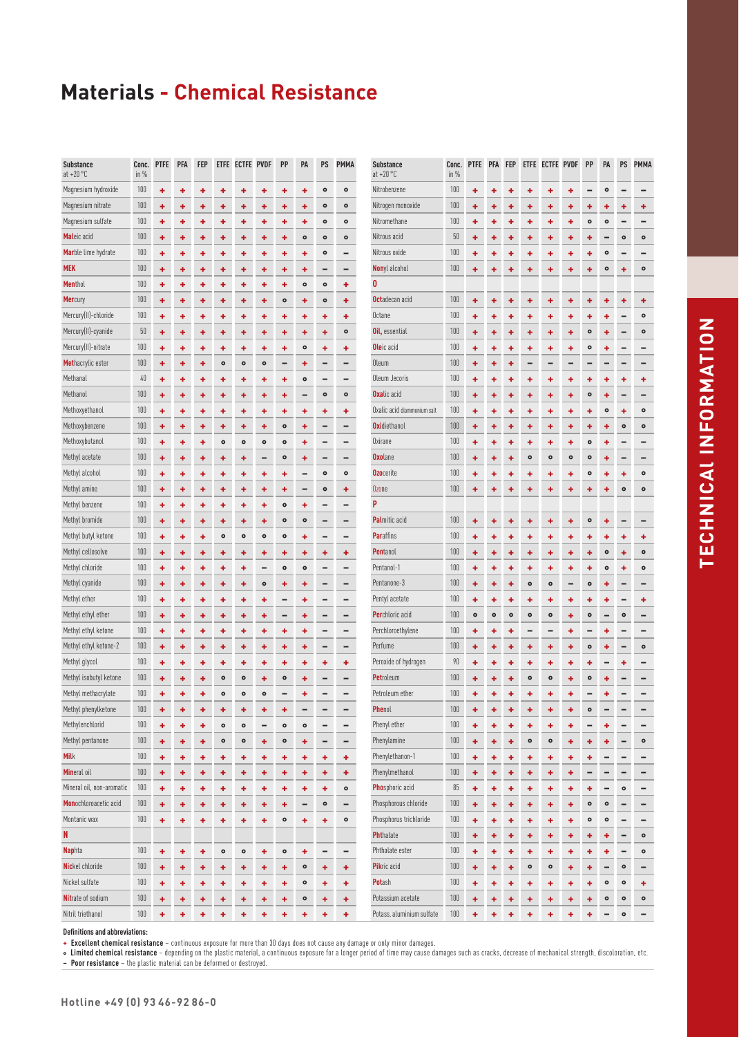# Materials - Chemical Resistance

| Substance at +20 °C | Conc. in % | PTFE | PFA | FEP | ETFE | ECTFE | PVDF | PP | PA | PS | PMMA |
|---|---|---|---|---|---|---|---|---|---|---|---|
| Magnesium hydroxide | 100 | + | + | + | + | + | + | + | + | ∘ | ∘ |
| Magnesium nitrate | 100 | + | + | + | + | + | + | + | + | ∘ | ∘ |
| Magnesium sulfate | 100 | + | + | + | + | + | + | + | + | ∘ | ∘ |
| **Mal**eic acid | 100 | + | + | + | + | + | + | + | ∘ | ∘ | ∘ |
| **Mar**ble lime hydrate | 100 | + | + | + | + | + | + | + | + | ∘ | – |
| **MEK** | 100 | + | + | + | + | + | + | + | + | – | – |
| **Men**thol | 100 | + | + | + | + | + | + | + | ∘ | ∘ | + |
| **Mer**cury | 100 | + | + | + | + | + | + | ∘ | + | ∘ | + |
| Mercury(II)-chloride | 100 | + | + | + | + | + | + | + | + | + | + |
| Mercury(II)-cyanide | 50 | + | + | + | + | + | + | + | + | + | ∘ |
| Mercury(II)-nitrate | 100 | + | + | + | + | + | + | + | ∘ | + | + |
| **Meth**acrylic ester | 100 | + | + | + | ∘ | ∘ | ∘ | – | + | – | – |
| Methanal | 40 | + | + | + | + | + | + | + | ∘ | – | – |
| Methanol | 100 | + | + | + | + | + | + | + | – | ∘ | ∘ |
| Methoxyethanol | 100 | + | + | + | + | + | + | + | + | + | + |
| Methoxybenzene | 100 | + | + | + | + | + | + | ∘ | + | – | – |
| Methoxybutanol | 100 | + | + | + | ∘ | ∘ | ∘ | ∘ | + | – | – |
| Methyl acetate | 100 | + | + | + | + | + | – | ∘ | + | – | – |
| Methyl alcohol | 100 | + | + | + | + | + | + | + | – | ∘ | ∘ |
| Methyl amine | 100 | + | + | + | + | + | + | + | – | ∘ | + |
| Methyl benzene | 100 | + | + | + | + | + | + | ∘ | + | – | – |
| Methyl bromide | 100 | + | + | + | + | + | + | ∘ | ∘ | – | – |
| Methyl butyl ketone | 100 | + | + | + | ∘ | ∘ | ∘ | ∘ | + | – | – |
| Methyl cellosolve | 100 | + | + | + | + | + | + | + | + | + | + |
| Methyl chloride | 100 | + | + | + | + | + | – | ∘ | ∘ | – | – |
| Methyl cyanide | 100 | + | + | + | + | + | ∘ | + | + | – | – |
| Methyl ether | 100 | + | + | + | + | + | + | – | + | – | – |
| Methyl ethyl ether | 100 | + | + | + | + | + | + | – | + | – | – |
| Methyl ethyl ketone | 100 | + | + | + | + | + | + | + | + | – | – |
| Methyl ethyl ketone-2 | 100 | + | + | + | + | + | + | + | + | – | – |
| Methyl glycol | 100 | + | + | + | + | + | + | + | + | + | + |
| Methyl isobutyl ketone | 100 | + | + | + | ∘ | ∘ | + | ∘ | + | – | – |
| Methyl methacrylate | 100 | + | + | + | ∘ | ∘ | ∘ | – | + | – | – |
| Methyl phenylketone | 100 | + | + | + | + | + | + | + | – | – | – |
| Methylenchlorid | 100 | + | + | + | ∘ | ∘ | – | ∘ | ∘ | – | – |
| Methyl pentanone | 100 | + | + | + | ∘ | ∘ | + | ∘ | + | – | – |
| **Mil**k | 100 | + | + | + | + | + | + | + | + | + | + |
| **Min**eral oil | 100 | + | + | + | + | + | + | + | + | + | + |
| Mineral oil, non-aromatic | 100 | + | + | + | + | + | + | + | + | + | ∘ |
| **Mon**ochloroacetic acid | 100 | + | + | + | + | + | + | + | – | ∘ | – |
| Montanic wax | 100 | + | + | + | + | + | + | ∘ | + | + | ∘ |
| **N** | | | | | | | | | | | |
| **Nap**hta | 100 | + | + | + | ∘ | ∘ | + | ∘ | + | – | – |
| **Nic**kel chloride | 100 | + | + | + | + | + | + | + | ∘ | + | + |
| Nickel sulfate | 100 | + | + | + | + | + | + | + | ∘ | + | + |
| **Nit**rate of sodium | 100 | + | + | + | + | + | + | + | ∘ | + | + |
| Nitril trietanol | 100 | + | + | + | + | + | + | + | + | + | + |
| Nitrobenzene | 100 | + | + | + | + | + | + | – | ∘ | – | – |
| Nitrogen monoxide | 100 | + | + | + | + | + | + | + | + | + | + |
| Nitromethane | 100 | + | + | + | + | + | + | ∘ | ∘ | – | – |
| Nitrous acid | 50 | + | + | + | + | + | + | + | – | ∘ | ∘ |
| Nitrous oxide | 100 | + | + | + | + | + | + | + | ∘ | – | – |
| **Non**yl alcohol | 100 | + | + | + | + | + | + | + | ∘ | + | ∘ |
| **O** | | | | | | | | | | | |
| **Oct**adecan acid | 100 | + | + | + | + | + | + | + | + | + | + |
| Octane | 100 | + | + | + | + | + | + | + | + | – | ∘ |
| **Oil,** essential | 100 | + | + | + | + | + | + | ∘ | + | – | ∘ |
| **Ole**ic acid | 100 | + | + | + | + | + | + | ∘ | + | – | – |
| Oleum | 100 | + | + | + | – | – | – | – | – | – | – |
| Oleum Jecoris | 100 | + | + | + | + | + | + | + | + | + | + |
| **Oxa**lic acid | 100 | + | + | + | + | + | + | ∘ | + | – | – |
| Oxalic acid diammonium salt | 100 | + | + | + | + | + | + | + | ∘ | + | ∘ |
| **Oxi**diethanol | 100 | + | + | + | + | + | + | + | + | ∘ | ∘ |
| Oxirane | 100 | + | + | + | + | + | + | ∘ | + | – | – |
| **Oxo**lane | 100 | + | + | + | ∘ | ∘ | ∘ | ∘ | + | – | – |
| **Ozo**cerite | 100 | + | + | + | + | + | + | ∘ | + | + | ∘ |
| Ozone | 100 | + | + | + | + | + | + | + | + | ∘ | ∘ |
| **P** | | | | | | | | | | | |
| **Pal**mitic acid | 100 | + | + | + | + | + | + | ∘ | + | – | – |
| **Par**affins | 100 | + | + | + | + | + | + | + | + | + | + |
| **Pen**tanol | 100 | + | + | + | + | + | + | + | ∘ | + | ∘ |
| Pentanol-1 | 100 | + | + | + | + | + | + | + | ∘ | + | ∘ |
| Pentanone-3 | 100 | + | + | + | ∘ | ∘ | – | ∘ | + | – | – |
| Pentyl acetate | 100 | + | + | + | + | + | + | + | + | – | + |
| **Per**chloric acid | 100 | ∘ | ∘ | ∘ | ∘ | ∘ | + | ∘ | – | ∘ | – |
| Perchloroethylene | 100 | + | + | + | – | – | + | – | + | – | – |
| Perfume | 100 | + | + | + | + | + | + | ∘ | + | – | ∘ |
| Peroxide of hydrogen | 90 | + | + | + | + | + | + | + | – | + | – |
| **Pet**roleum | 100 | + | + | + | ∘ | ∘ | + | ∘ | + | – | – |
| Petroleum ether | 100 | + | + | + | + | + | + | – | + | – | – |
| **Phe**nol | 100 | + | + | + | + | + | + | ∘ | – | – | – |
| Phenyl ether | 100 | + | + | + | + | + | + | – | + | – | – |
| Phenylamine | 100 | + | + | + | ∘ | ∘ | + | + | + | – | ∘ |
| Phenylethanon-1 | 100 | + | + | + | + | + | + | + | – | – | – |
| Phenylmethanol | 100 | + | + | + | + | + | + | – | – | – | – |
| **Pho**sphoric acid | 85 | + | + | + | + | + | + | + | – | ∘ | – |
| Phosphorous chloride | 100 | + | + | + | + | + | + | ∘ | ∘ | – | – |
| Phosphorus trichloride | 100 | + | + | + | + | + | + | ∘ | ∘ | – | – |
| **Pht**halate | 100 | + | + | + | + | + | + | + | + | – | ∘ |
| Phthalate ester | 100 | + | + | + | + | + | + | + | + | – | ∘ |
| **Pik**ric acid | 100 | + | + | + | ∘ | ∘ | + | + | – | ∘ | – |
| **Pot**ash | 100 | + | + | + | + | + | + | + | ∘ | ∘ | + |
| Potassium acetate | 100 | + | + | + | + | + | + | + | ∘ | ∘ | ∘ |
| Potass. aluminium sulfate | 100 | + | + | + | + | + | + | + | – | ∘ | – |

**Definitions and abbreviations:**

- **+ Excellent chemical resistance** – continuous exposure for more than 30 days does not cause any damage or only minor damages.
- **∘ Limited chemical resistance** – depending on the plastic material, a continuous exposure for a longer period of time may cause damages such as cracks, decrease of mechanical strength, discoloration, etc.
- **– Poor resistance** – the plastic material can be deformed or destroyed.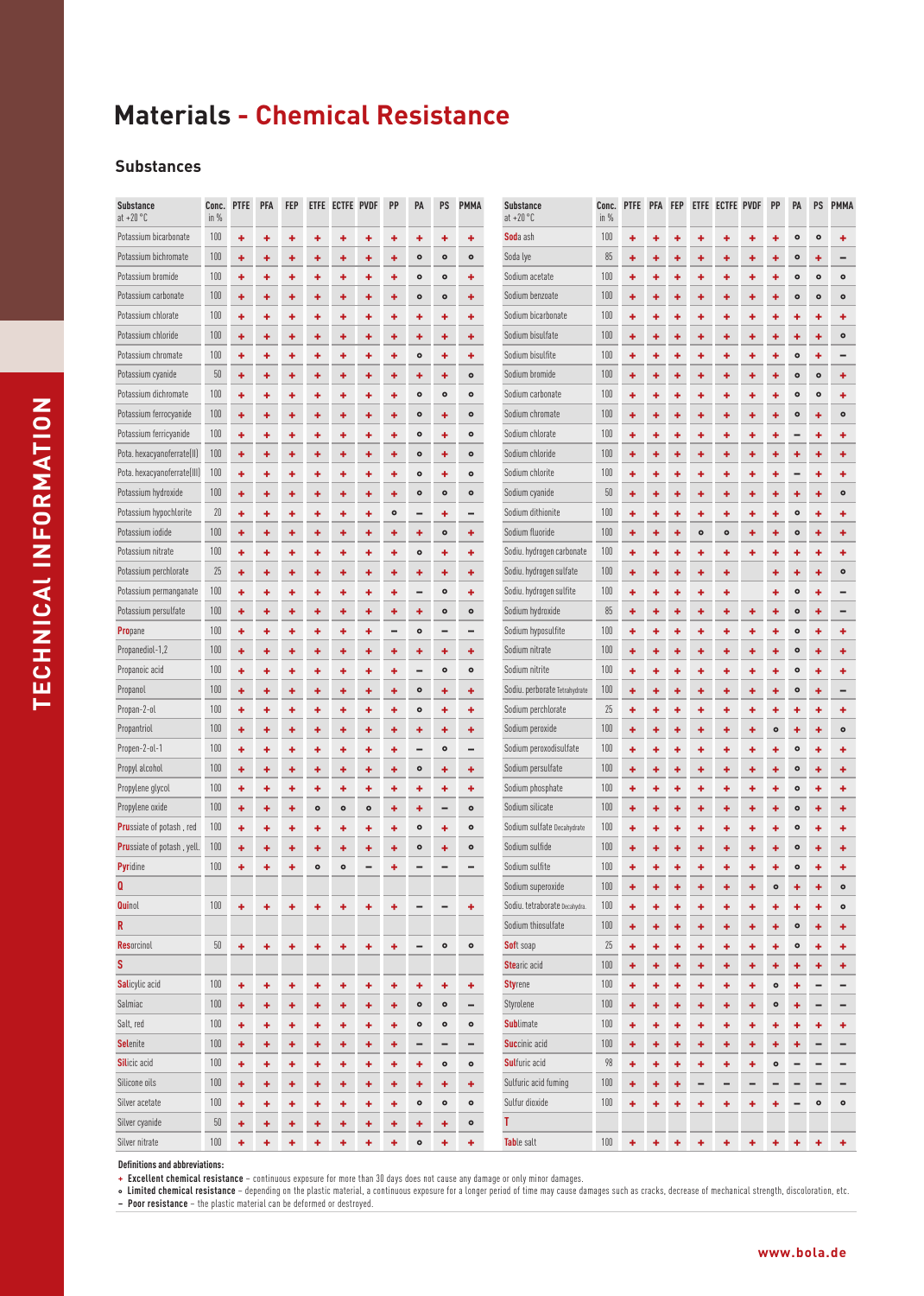# Materials - Chemical Resistance

## Substances

| Substance at +20 °C | Conc. in % | PTFE | PFA | FEP | ETFE | ECTFE | PVDF | PP | PA | PS | PMMA |
|---|---|---|---|---|---|---|---|---|---|---|---|
| Potassium bicarbonate | 100 | + | + | + | + | + | + | + | + | + | + |
| Potassium bichromate | 100 | + | + | + | + | + | + | + | o | o | o |
| Potassium bromide | 100 | + | + | + | + | + | + | + | o | o | + |
| Potassium carbonate | 100 | + | + | + | + | + | + | + | o | o | + |
| Potassium chlorate | 100 | + | + | + | + | + | + | + | + | + | + |
| Potassium chloride | 100 | + | + | + | + | + | + | + | + | + | + |
| Potassium chromate | 100 | + | + | + | + | + | + | + | o | + | + |
| Potassium cyanide | 50 | + | + | + | + | + | + | + | + | + | o |
| Potassium dichromate | 100 | + | + | + | + | + | + | + | o | o | o |
| Potassium ferrocyanide | 100 | + | + | + | + | + | + | + | o | + | o |
| Potassium ferricyanide | 100 | + | + | + | + | + | + | + | o | + | o |
| Pota. hexacyanoferrate(II) | 100 | + | + | + | + | + | + | + | o | + | o |
| Pota. hexacyanoferrate(III) | 100 | + | + | + | + | + | + | + | o | + | o |
| Potassium hydroxide | 100 | + | + | + | + | + | + | + | o | o | o |
| Potassium hypochlorite | 20 | + | + | + | + | + | + | o | – | + | – |
| Potassium iodide | 100 | + | + | + | + | + | + | + | + | o | + |
| Potassium nitrate | 100 | + | + | + | + | + | + | + | o | + | + |
| Potassium perchlorate | 25 | + | + | + | + | + | + | + | + | + | + |
| Potassium permanganate | 100 | + | + | + | + | + | + | + | – | o | + |
| Potassium persulfate | 100 | + | + | + | + | + | + | + | + | o | o |
| **Pro**pane | 100 | + | + | + | + | + | + | – | o | – | – |
| Propanediol-1,2 | 100 | + | + | + | + | + | + | + | + | + | + |
| Propanoic acid | 100 | + | + | + | + | + | + | + | – | o | o |
| Propanol | 100 | + | + | + | + | + | + | + | o | + | + |
| Propan-2-ol | 100 | + | + | + | + | + | + | + | o | + | + |
| Propantriol | 100 | + | + | + | + | + | + | + | + | + | + |
| Propen-2-ol-1 | 100 | + | + | + | + | + | + | + | – | o | – |
| Propyl alcohol | 100 | + | + | + | + | + | + | + | o | + | + |
| Propylene glycol | 100 | + | + | + | + | + | + | + | + | + | + |
| Propylene oxide | 100 | + | + | + | o | o | o | + | + | – | o |
| **Pru**ssiate of potash , red | 100 | + | + | + | + | + | + | + | o | + | o |
| **Pru**ssiate of potash , yell. | 100 | + | + | + | + | + | + | + | o | + | o |
| **Py**ridine | 100 | + | + | + | o | o | – | + | – | – | – |
| **Q** | | | | | | | | | | | |
| **Qui**nol | 100 | + | + | + | + | + | + | + | – | – | + |
| **R** | | | | | | | | | | | |
| **Res**orcinol | 50 | + | + | + | + | + | + | + | – | o | o |
| **S** | | | | | | | | | | | |
| **Sal**icylic acid | 100 | + | + | + | + | + | + | + | + | + | + |
| Salmiac | 100 | + | + | + | + | + | + | + | o | o | – |
| Salt, red | 100 | + | + | + | + | + | + | + | o | o | o |
| **Sel**enite | 100 | + | + | + | + | + | + | + | – | – | – |
| **Sil**icic acid | 100 | + | + | + | + | + | + | + | + | o | o |
| Silicone oils | 100 | + | + | + | + | + | + | + | + | + | + |
| Silver acetate | 100 | + | + | + | + | + | + | + | o | o | o |
| Silver cyanide | 50 | + | + | + | + | + | + | + | + | + | o |
| Silver nitrate | 100 | + | + | + | + | + | + | + | o | + | + |
| **Sod**a ash | 100 | + | + | + | + | + | + | + | o | o | + |
| Soda lye | 85 | + | + | + | + | + | + | + | o | + | – |
| Sodium acetate | 100 | + | + | + | + | + | + | + | o | o | o |
| Sodium benzoate | 100 | + | + | + | + | + | + | + | o | o | o |
| Sodium bicarbonate | 100 | + | + | + | + | + | + | + | + | + | + |
| Sodium bisulfate | 100 | + | + | + | + | + | + | + | + | + | o |
| Sodium bisulfite | 100 | + | + | + | + | + | + | + | o | + | – |
| Sodium bromide | 100 | + | + | + | + | + | + | + | o | o | + |
| Sodium carbonate | 100 | + | + | + | + | + | + | + | o | o | + |
| Sodium chromate | 100 | + | + | + | + | + | + | + | o | + | o |
| Sodium chlorate | 100 | + | + | + | + | + | + | + | – | + | + |
| Sodium chloride | 100 | + | + | + | + | + | + | + | + | + | + |
| Sodium chlorite | 100 | + | + | + | + | + | + | + | – | + | + |
| Sodium cyanide | 50 | + | + | + | + | + | + | + | + | + | o |
| Sodium dithionite | 100 | + | + | + | + | + | + | + | o | + | + |
| Sodium fluoride | 100 | + | + | + | o | o | + | + | o | + | + |
| Sodiu. hydrogen carbonate | 100 | + | + | + | + | + | + | + | + | + | + |
| Sodiu. hydrogen sulfate | 100 | + | + | + | + | + | | + | + | + | o |
| Sodiu. hydrogen sulfite | 100 | + | + | + | + | + | | + | o | + | – |
| Sodium hydroxide | 85 | + | + | + | + | + | + | + | o | + | – |
| Sodium hyposulfite | 100 | + | + | + | + | + | + | + | o | + | + |
| Sodium nitrate | 100 | + | + | + | + | + | + | + | o | + | + |
| Sodium nitrite | 100 | + | + | + | + | + | + | + | o | + | + |
| Sodiu. perborate Tetrahydrate | 100 | + | + | + | + | + | + | + | o | + | – |
| Sodium perchlorate | 25 | + | + | + | + | + | + | + | + | + | + |
| Sodium peroxide | 100 | + | + | + | + | + | + | o | + | + | o |
| Sodium peroxodisulfate | 100 | + | + | + | + | + | + | + | o | + | + |
| Sodium persulfate | 100 | + | + | + | + | + | + | + | o | + | + |
| Sodium phosphate | 100 | + | + | + | + | + | + | + | o | + | + |
| Sodium silicate | 100 | + | + | + | + | + | + | + | o | + | + |
| Sodium sulfate Decahydrate | 100 | + | + | + | + | + | + | + | o | + | + |
| Sodium sulfide | 100 | + | + | + | + | + | + | + | o | + | + |
| Sodium sulfite | 100 | + | + | + | + | + | + | + | o | + | + |
| Sodium superoxide | 100 | + | + | + | + | + | + | o | + | + | o |
| Sodiu. tetraborate Decahydra. | 100 | + | + | + | + | + | + | + | + | + | o |
| Sodium thiosulfate | 100 | + | + | + | + | + | + | + | o | + | + |
| **Sof**t soap | 25 | + | + | + | + | + | + | + | o | + | + |
| **Ste**aric acid | 100 | + | + | + | + | + | + | + | + | + | + |
| **Sty**rene | 100 | + | + | + | + | + | + | o | + | – | – |
| Styrolene | 100 | + | + | + | + | + | + | o | + | – | – |
| **Sub**limate | 100 | + | + | + | + | + | + | + | + | + | + |
| **Suc**cinic acid | 100 | + | + | + | + | + | + | + | + | – | – |
| **Sul**furic acid | 98 | + | + | + | + | + | + | o | – | – | – |
| Sulfuric acid fuming | 100 | + | + | + | – | – | – | – | – | – | – |
| Sulfur dioxide | 100 | + | + | + | + | + | + | + | – | o | o |
| **T** | | | | | | | | | | | |
| **Tab**le salt | 100 | + | + | + | + | + | + | + | + | + | + |

**Definitions and abbreviations:**

- \+ **Excellent chemical resistance** – continuous exposure for more than 30 days does not cause any damage or only minor damages.
- o **Limited chemical resistance** – depending on the plastic material, a continuous exposure for a longer period of time may cause damages such as cracks, decrease of mechanical strength, discoloration, etc.
- – **Poor resistance** – the plastic material can be deformed or destroyed.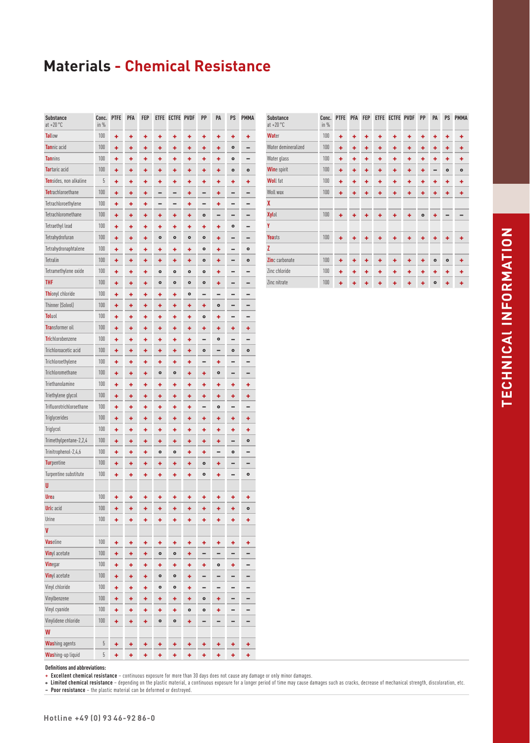# Materials - Chemical Resistance

| Substance at +20 °C | Conc. in % | PTFE | PFA | FEP | ETFE | ECTFE | PVDF | PP | PA | PS | PMMA |
|---|---|---|---|---|---|---|---|---|---|---|---|
| Tallow | 100 | + | + | + | + | + | + | + | + | + | + |
| Tannic acid | 100 | + | + | + | + | + | + | + | + | o | – |
| Tannins | 100 | + | + | + | + | + | + | + | + | o | – |
| Tartaric acid | 100 | + | + | + | + | + | + | + | + | o | o |
| Tensides, non alkaline | 5 | + | + | + | + | + | + | + | + | + | + |
| Tetrachloroethane | 100 | + | + | + | – | – | + | – | + | – | – |
| Tetrachloroethylene | 100 | + | + | + | – | – | + | – | + | – | – |
| Tetrachloromethane | 100 | + | + | + | + | + | + | o | – | – | – |
| Tetraethyl lead | 100 | + | + | + | + | + | + | + | + | o | – |
| Tetrahydrofuran | 100 | + | + | + | o | o | o | o | + | – | – |
| Tetrahydronaphtalene | 100 | + | + | + | + | + | + | o | + | – | o |
| Tetralin | 100 | + | + | + | + | + | + | o | + | – | o |
| Tetramethylene oxide | 100 | + | + | + | o | o | o | o | + | – | – |
| THF | 100 | + | + | + | o | o | o | o | + | – | – |
| Thionyl chloride | 100 | + | + | + | + | + | o | – | – | – | – |
| Thinner (Solvol) | 100 | + | + | + | + | + | + | + | o | – | – |
| Toluol | 100 | + | + | + | + | + | + | o | + | – | – |
| Transformer oil | 100 | + | + | + | + | + | + | + | + | + | + |
| Trichlorobenzene | 100 | + | + | + | + | + | + | – | o | – | – |
| Trichloroacetic acid | 100 | + | + | + | + | + | + | o | – | o | o |
| Trichloroethylene | 100 | + | + | + | + | + | + | – | + | – | – |
| Trichloromethane | 100 | + | + | + | o | o | + | + | o | – | – |
| Triethanolamine | 100 | + | + | + | + | + | + | + | + | + | + |
| Triethylene glycol | 100 | + | + | + | + | + | + | + | + | + | + |
| Trifluorotrichloroethane | 100 | + | + | + | + | + | + | – | o | – | – |
| Triglycerides | 100 | + | + | + | + | + | + | + | + | + | + |
| Triglycol | 100 | + | + | + | + | + | + | + | + | + | + |
| Trimethylpentane-2,2,4 | 100 | + | + | + | + | + | + | + | + | – | o |
| Trinitrophenol-2,4,6 | 100 | + | + | + | o | o | + | + | – | o | – |
| Turpentine | 100 | + | + | + | + | + | + | o | + | – | – |
| Turpentine substitute | 100 | + | + | + | + | + | + | o | + | – | o |
| **U** | | | | | | | | | | | |
| Urea | 100 | + | + | + | + | + | + | + | + | + | + |
| Uric acid | 100 | + | + | + | + | + | + | + | + | + | o |
| Urine | 100 | + | + | + | + | + | + | + | + | + | + |
| **V** | | | | | | | | | | | |
| Vaseline | 100 | + | + | + | + | + | + | + | + | + | + |
| Vinyl acetate | 100 | + | + | + | o | o | + | – | – | – | – |
| Vinegar | 100 | + | + | + | + | + | + | + | o | + | – |
| Vinyl acetate | 100 | + | + | + | o | o | + | – | – | – | – |
| Vinyl chloride | 100 | + | + | + | o | o | + | – | – | – | – |
| Vinylbenzene | 100 | + | + | + | + | + | + | o | + | – | – |
| Vinyl cyanide | 100 | + | + | + | + | + | o | o | + | – | – |
| Vinylidene chloride | 100 | + | + | + | o | o | + | – | – | – | – |
| **W** | | | | | | | | | | | |
| Washing agents | 5 | + | + | + | + | + | + | + | + | + | + |
| Washing-up liquid | 5 | + | + | + | + | + | + | + | + | + | + |
| Water | 100 | + | + | + | + | + | + | + | + | + | + |
| Water demineralized | 100 | + | + | + | + | + | + | + | + | + | + |
| Water glass | 100 | + | + | + | + | + | + | + | + | + | + |
| Wine spirit | 100 | + | + | + | + | + | + | + | – | o | o |
| Woll fat | 100 | + | + | + | + | + | + | + | + | + | + |
| Woll wax | 100 | + | + | + | + | + | + | + | + | + | + |
| **X** | | | | | | | | | | | |
| Xylol | 100 | + | + | + | + | + | + | o | + | – | – |
| **Y** | | | | | | | | | | | |
| Yeasts | 100 | + | + | + | + | + | + | + | + | + | + |
| **Z** | | | | | | | | | | | |
| Zinc carbonate | 100 | + | + | + | + | + | + | + | o | o | + |
| Zinc chloride | 100 | + | + | + | + | + | + | + | + | + | + |
| Zinc nitrate | 100 | + | + | + | + | + | + | + | o | + | + |

**Definitions and abbreviations:**

- \+ **Excellent chemical resistance** – continuous exposure for more than 30 days does not cause any damage or only minor damages.
- o **Limited chemical resistance** – depending on the plastic material, a continuous exposure for a longer period of time may cause damages such as cracks, decrease of mechanical strength, discoloration, etc.
- – **Poor resistance** – the plastic material can be deformed or destroyed.

Hotline +49 (0) 93 46-92 86-0

TECHNICAL INFORMATION